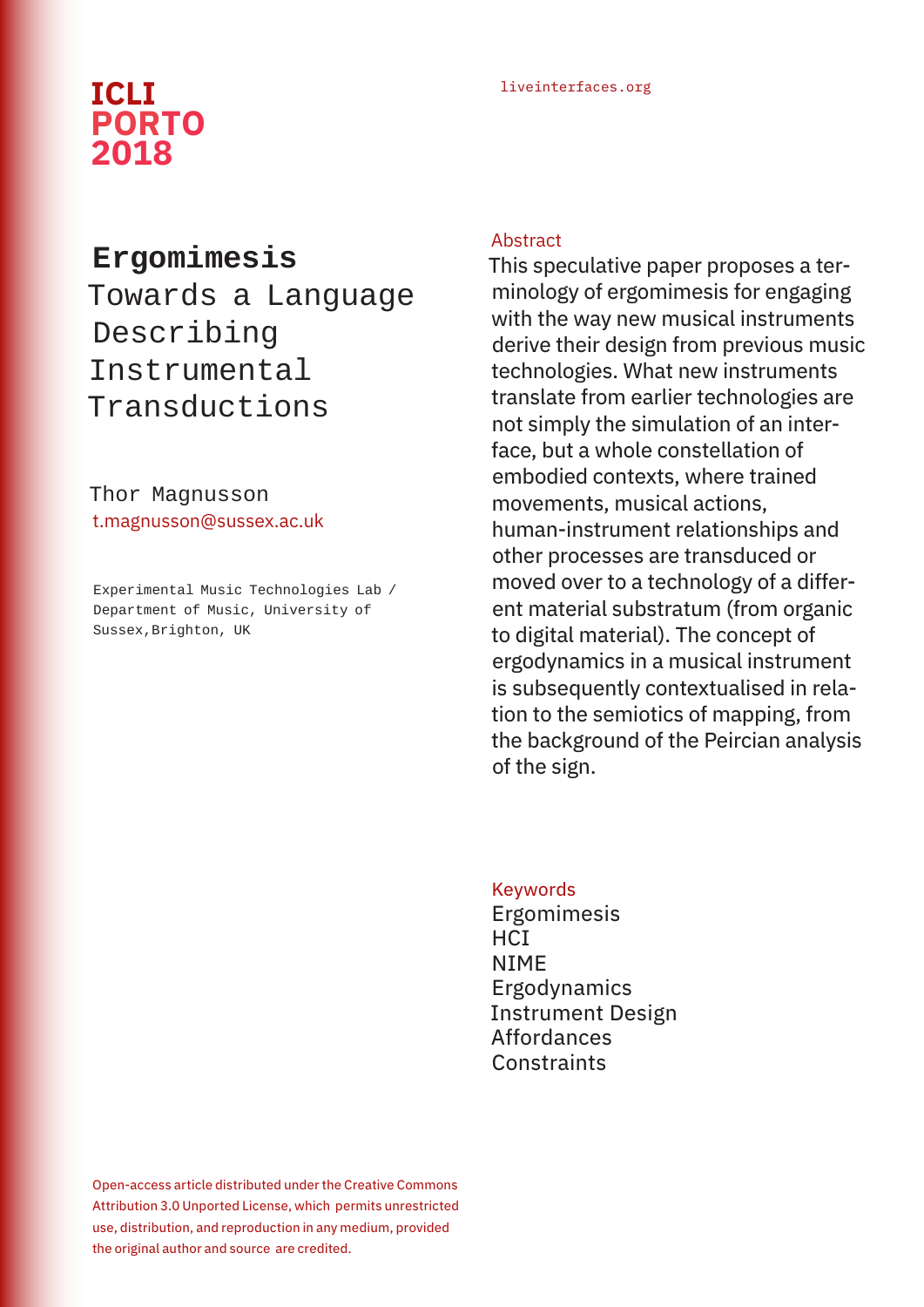ICLI PORTO 2018

liveinterfaces.org

# Ergomimesis

## Towards a Language Describing Instrumental Transductions

Thor Magnusson
t.magnusson@sussex.ac.uk

Experimental Music Technologies Lab / Department of Music, University of Sussex, Brighton, UK

### Abstract

This speculative paper proposes a terminology of ergomimesis for engaging with the way new musical instruments derive their design from previous music technologies. What new instruments translate from earlier technologies are not simply the simulation of an interface, but a whole constellation of embodied contexts, where trained movements, musical actions, human-instrument relationships and other processes are transduced or moved over to a technology of a different material substratum (from organic to digital material). The concept of ergodynamics in a musical instrument is subsequently contextualised in relation to the semiotics of mapping, from the background of the Peircian analysis of the sign.

### Keywords

Ergomimesis
HCI
NIME
Ergodynamics
Instrument Design
Affordances
Constraints

Open-access article distributed under the Creative Commons Attribution 3.0 Unported License, which permits unrestricted use, distribution, and reproduction in any medium, provided the original author and source are credited.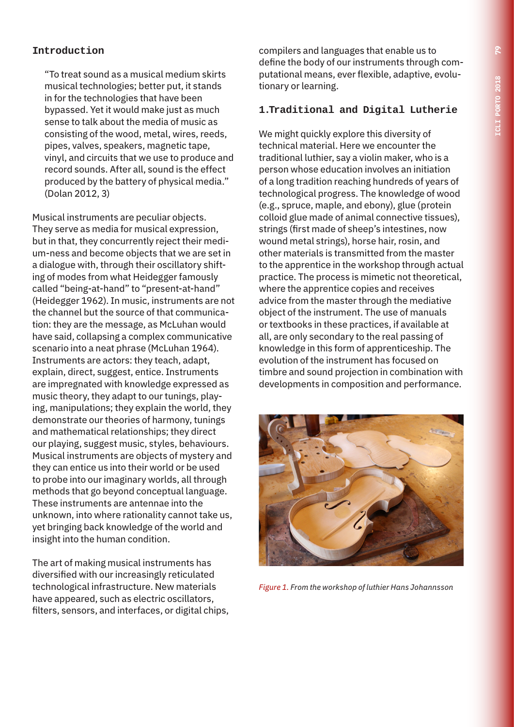## Introduction

> "To treat sound as a musical medium skirts musical technologies; better put, it stands in for the technologies that have been bypassed. Yet it would make just as much sense to talk about the media of music as consisting of the wood, metal, wires, reeds, pipes, valves, speakers, magnetic tape, vinyl, and circuits that we use to produce and record sounds. After all, sound is the effect produced by the battery of physical media." (Dolan 2012, 3)

Musical instruments are peculiar objects. They serve as media for musical expression, but in that, they concurrently reject their medium-ness and become objects that we are set in a dialogue with, through their oscillatory shifting of modes from what Heidegger famously called "being-at-hand" to "present-at-hand" (Heidegger 1962). In music, instruments are not the channel but the source of that communication: they are the message, as McLuhan would have said, collapsing a complex communicative scenario into a neat phrase (McLuhan 1964). Instruments are actors: they teach, adapt, explain, direct, suggest, entice. Instruments are impregnated with knowledge expressed as music theory, they adapt to our tunings, playing, manipulations; they explain the world, they demonstrate our theories of harmony, tunings and mathematical relationships; they direct our playing, suggest music, styles, behaviours. Musical instruments are objects of mystery and they can entice us into their world or be used to probe into our imaginary worlds, all through methods that go beyond conceptual language. These instruments are antennae into the unknown, into where rationality cannot take us, yet bringing back knowledge of the world and insight into the human condition.

The art of making musical instruments has diversified with our increasingly reticulated technological infrastructure. New materials have appeared, such as electric oscillators, filters, sensors, and interfaces, or digital chips, compilers and languages that enable us to define the body of our instruments through computational means, ever flexible, adaptive, evolutionary or learning.

## 1.Traditional and Digital Lutherie

We might quickly explore this diversity of technical material. Here we encounter the traditional luthier, say a violin maker, who is a person whose education involves an initiation of a long tradition reaching hundreds of years of technological progress. The knowledge of wood (e.g., spruce, maple, and ebony), glue (protein colloid glue made of animal connective tissues), strings (first made of sheep's intestines, now wound metal strings), horse hair, rosin, and other materials is transmitted from the master to the apprentice in the workshop through actual practice. The process is mimetic not theoretical, where the apprentice copies and receives advice from the master through the mediative object of the instrument. The use of manuals or textbooks in these practices, if available at all, are only secondary to the real passing of knowledge in this form of apprenticeship. The evolution of the instrument has focused on timbre and sound projection in combination with developments in composition and performance.

*Figure 1. From the workshop of luthier Hans Johannsson*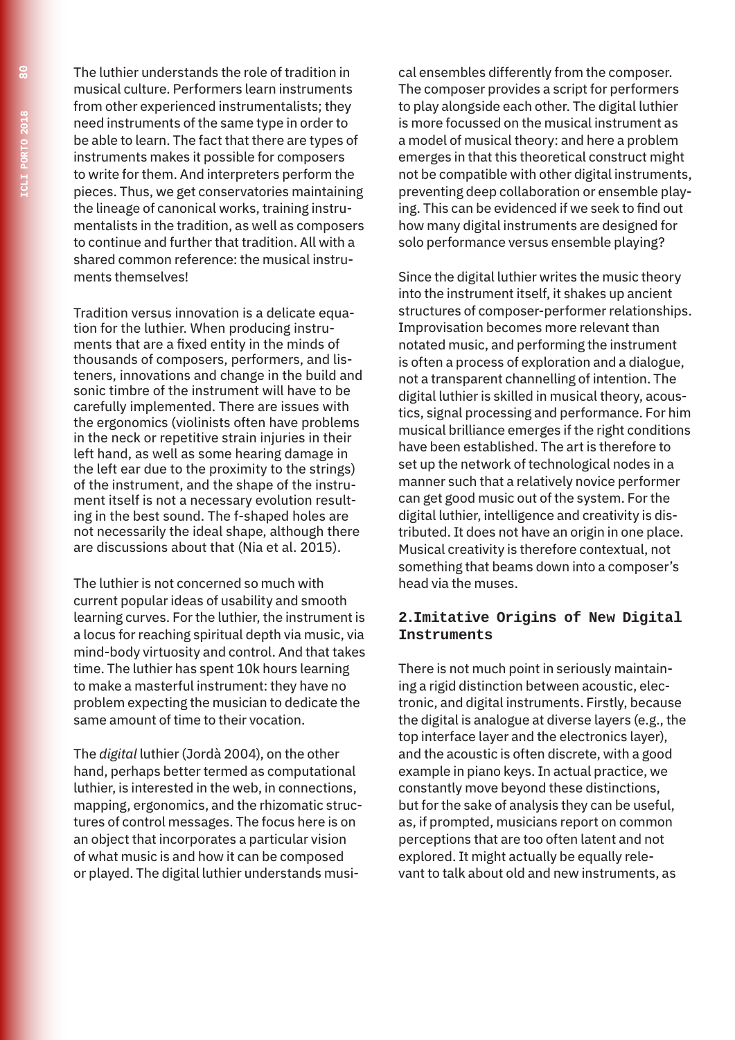The luthier understands the role of tradition in musical culture. Performers learn instruments from other experienced instrumentalists; they need instruments of the same type in order to be able to learn. The fact that there are types of instruments makes it possible for composers to write for them. And interpreters perform the pieces. Thus, we get conservatories maintaining the lineage of canonical works, training instrumentalists in the tradition, as well as composers to continue and further that tradition. All with a shared common reference: the musical instruments themselves!

Tradition versus innovation is a delicate equation for the luthier. When producing instruments that are a fixed entity in the minds of thousands of composers, performers, and listeners, innovations and change in the build and sonic timbre of the instrument will have to be carefully implemented. There are issues with the ergonomics (violinists often have problems in the neck or repetitive strain injuries in their left hand, as well as some hearing damage in the left ear due to the proximity to the strings) of the instrument, and the shape of the instrument itself is not a necessary evolution resulting in the best sound. The f-shaped holes are not necessarily the ideal shape, although there are discussions about that (Nia et al. 2015).

The luthier is not concerned so much with current popular ideas of usability and smooth learning curves. For the luthier, the instrument is a locus for reaching spiritual depth via music, via mind-body virtuosity and control. And that takes time. The luthier has spent 10k hours learning to make a masterful instrument: they have no problem expecting the musician to dedicate the same amount of time to their vocation.

The *digital* luthier (Jordà 2004), on the other hand, perhaps better termed as computational luthier, is interested in the web, in connections, mapping, ergonomics, and the rhizomatic structures of control messages. The focus here is on an object that incorporates a particular vision of what music is and how it can be composed or played. The digital luthier understands musical ensembles differently from the composer. The composer provides a script for performers to play alongside each other. The digital luthier is more focussed on the musical instrument as a model of musical theory: and here a problem emerges in that this theoretical construct might not be compatible with other digital instruments, preventing deep collaboration or ensemble playing. This can be evidenced if we seek to find out how many digital instruments are designed for solo performance versus ensemble playing?

Since the digital luthier writes the music theory into the instrument itself, it shakes up ancient structures of composer-performer relationships. Improvisation becomes more relevant than notated music, and performing the instrument is often a process of exploration and a dialogue, not a transparent channelling of intention. The digital luthier is skilled in musical theory, acoustics, signal processing and performance. For him musical brilliance emerges if the right conditions have been established. The art is therefore to set up the network of technological nodes in a manner such that a relatively novice performer can get good music out of the system. For the digital luthier, intelligence and creativity is distributed. It does not have an origin in one place. Musical creativity is therefore contextual, not something that beams down into a composer's head via the muses.

## 2. Imitative Origins of New Digital Instruments

There is not much point in seriously maintaining a rigid distinction between acoustic, electronic, and digital instruments. Firstly, because the digital is analogue at diverse layers (e.g., the top interface layer and the electronics layer), and the acoustic is often discrete, with a good example in piano keys. In actual practice, we constantly move beyond these distinctions, but for the sake of analysis they can be useful, as, if prompted, musicians report on common perceptions that are too often latent and not explored. It might actually be equally relevant to talk about old and new instruments, as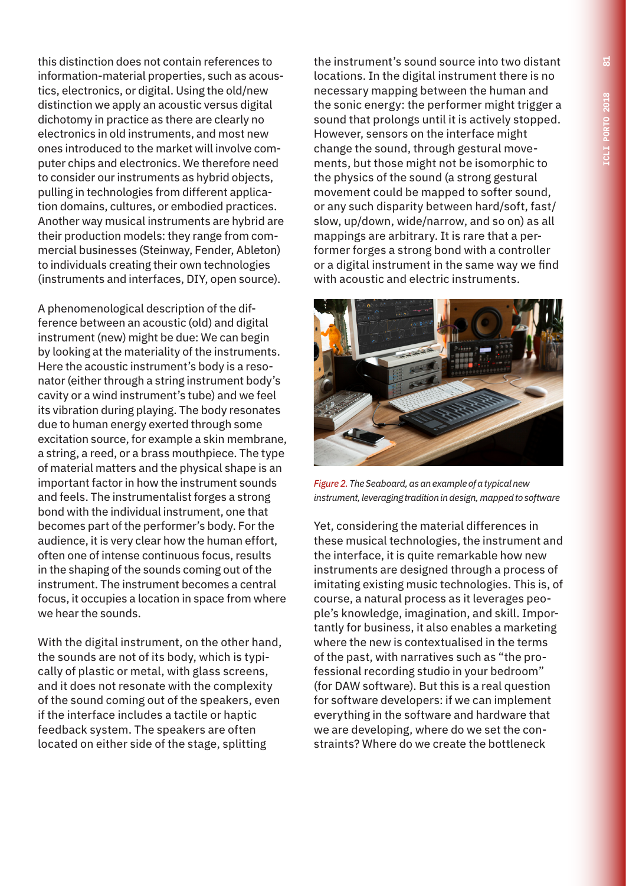this distinction does not contain references to information-material properties, such as acoustics, electronics, or digital. Using the old/new distinction we apply an acoustic versus digital dichotomy in practice as there are clearly no electronics in old instruments, and most new ones introduced to the market will involve computer chips and electronics. We therefore need to consider our instruments as hybrid objects, pulling in technologies from different application domains, cultures, or embodied practices. Another way musical instruments are hybrid are their production models: they range from commercial businesses (Steinway, Fender, Ableton) to individuals creating their own technologies (instruments and interfaces, DIY, open source).

A phenomenological description of the difference between an acoustic (old) and digital instrument (new) might be due: We can begin by looking at the materiality of the instruments. Here the acoustic instrument's body is a resonator (either through a string instrument body's cavity or a wind instrument's tube) and we feel its vibration during playing. The body resonates due to human energy exerted through some excitation source, for example a skin membrane, a string, a reed, or a brass mouthpiece. The type of material matters and the physical shape is an important factor in how the instrument sounds and feels. The instrumentalist forges a strong bond with the individual instrument, one that becomes part of the performer's body. For the audience, it is very clear how the human effort, often one of intense continuous focus, results in the shaping of the sounds coming out of the instrument. The instrument becomes a central focus, it occupies a location in space from where we hear the sounds.

With the digital instrument, on the other hand, the sounds are not of its body, which is typically of plastic or metal, with glass screens, and it does not resonate with the complexity of the sound coming out of the speakers, even if the interface includes a tactile or haptic feedback system. The speakers are often located on either side of the stage, splitting the instrument's sound source into two distant locations. In the digital instrument there is no necessary mapping between the human and the sonic energy: the performer might trigger a sound that prolongs until it is actively stopped. However, sensors on the interface might change the sound, through gestural movements, but those might not be isomorphic to the physics of the sound (a strong gestural movement could be mapped to softer sound, or any such disparity between hard/soft, fast/slow, up/down, wide/narrow, and so on) as all mappings are arbitrary. It is rare that a performer forges a strong bond with a controller or a digital instrument in the same way we find with acoustic and electric instruments.

*Figure 2. The Seaboard, as an example of a typical new instrument, leveraging tradition in design, mapped to software*

Yet, considering the material differences in these musical technologies, the instrument and the interface, it is quite remarkable how new instruments are designed through a process of imitating existing music technologies. This is, of course, a natural process as it leverages people's knowledge, imagination, and skill. Importantly for business, it also enables a marketing where the new is contextualised in the terms of the past, with narratives such as "the professional recording studio in your bedroom" (for DAW software). But this is a real question for software developers: if we can implement everything in the software and hardware that we are developing, where do we set the constraints? Where do we create the bottleneck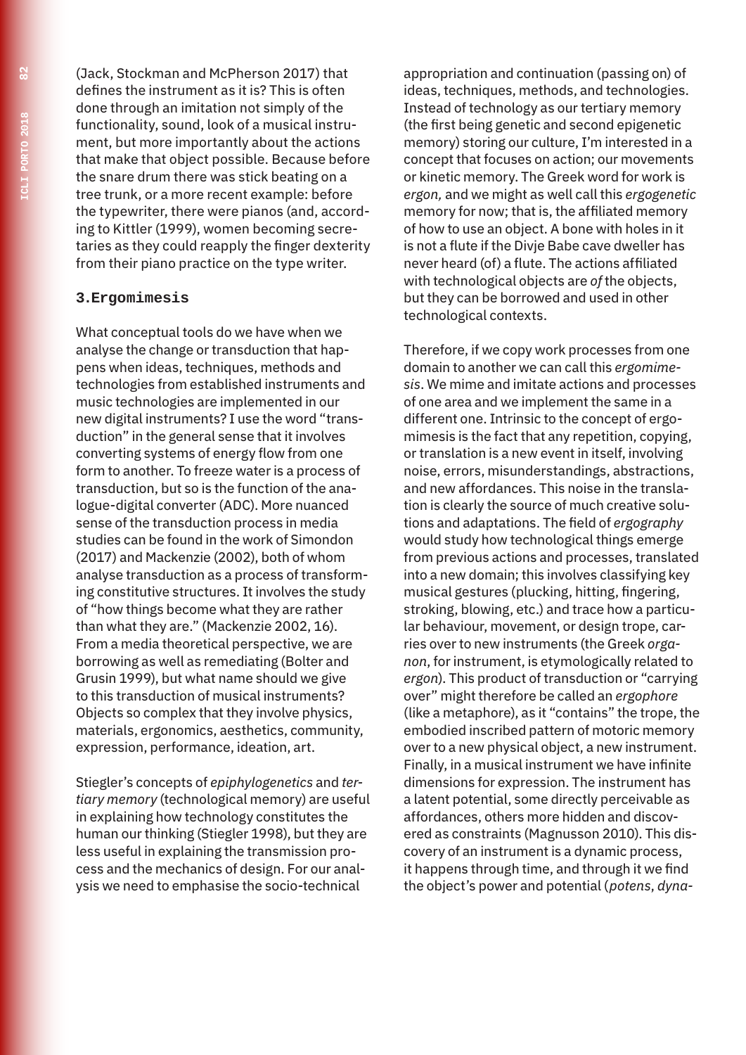(Jack, Stockman and McPherson 2017) that defines the instrument as it is? This is often done through an imitation not simply of the functionality, sound, look of a musical instrument, but more importantly about the actions that make that object possible. Because before the snare drum there was stick beating on a tree trunk, or a more recent example: before the typewriter, there were pianos (and, according to Kittler (1999), women becoming secretaries as they could reapply the finger dexterity from their piano practice on the type writer.

## 3.Ergomimesis

What conceptual tools do we have when we analyse the change or transduction that happens when ideas, techniques, methods and technologies from established instruments and music technologies are implemented in our new digital instruments? I use the word "transduction" in the general sense that it involves converting systems of energy flow from one form to another. To freeze water is a process of transduction, but so is the function of the analogue-digital converter (ADC). More nuanced sense of the transduction process in media studies can be found in the work of Simondon (2017) and Mackenzie (2002), both of whom analyse transduction as a process of transforming constitutive structures. It involves the study of "how things become what they are rather than what they are." (Mackenzie 2002, 16). From a media theoretical perspective, we are borrowing as well as remediating (Bolter and Grusin 1999), but what name should we give to this transduction of musical instruments? Objects so complex that they involve physics, materials, ergonomics, aesthetics, community, expression, performance, ideation, art.

Stiegler's concepts of *epiphylogenetics* and *tertiary memory* (technological memory) are useful in explaining how technology constitutes the human our thinking (Stiegler 1998), but they are less useful in explaining the transmission process and the mechanics of design. For our analysis we need to emphasise the socio-technical appropriation and continuation (passing on) of ideas, techniques, methods, and technologies. Instead of technology as our tertiary memory (the first being genetic and second epigenetic memory) storing our culture, I'm interested in a concept that focuses on action; our movements or kinetic memory. The Greek word for work is *ergon,* and we might as well call this *ergogenetic* memory for now; that is, the affiliated memory of how to use an object. A bone with holes in it is not a flute if the Divje Babe cave dweller has never heard (of) a flute. The actions affiliated with technological objects are *of* the objects, but they can be borrowed and used in other technological contexts.

Therefore, if we copy work processes from one domain to another we can call this *ergomimesis*. We mime and imitate actions and processes of one area and we implement the same in a different one. Intrinsic to the concept of ergomimesis is the fact that any repetition, copying, or translation is a new event in itself, involving noise, errors, misunderstandings, abstractions, and new affordances. This noise in the translation is clearly the source of much creative solutions and adaptations. The field of *ergography* would study how technological things emerge from previous actions and processes, translated into a new domain; this involves classifying key musical gestures (plucking, hitting, fingering, stroking, blowing, etc.) and trace how a particular behaviour, movement, or design trope, carries over to new instruments (the Greek *organon*, for instrument, is etymologically related to *ergon*). This product of transduction or "carrying over" might therefore be called an *ergophore* (like a metaphore), as it "contains" the trope, the embodied inscribed pattern of motoric memory over to a new physical object, a new instrument. Finally, in a musical instrument we have infinite dimensions for expression. The instrument has a latent potential, some directly perceivable as affordances, others more hidden and discovered as constraints (Magnusson 2010). This discovery of an instrument is a dynamic process, it happens through time, and through it we find the object's power and potential (*potens*, *dyna-*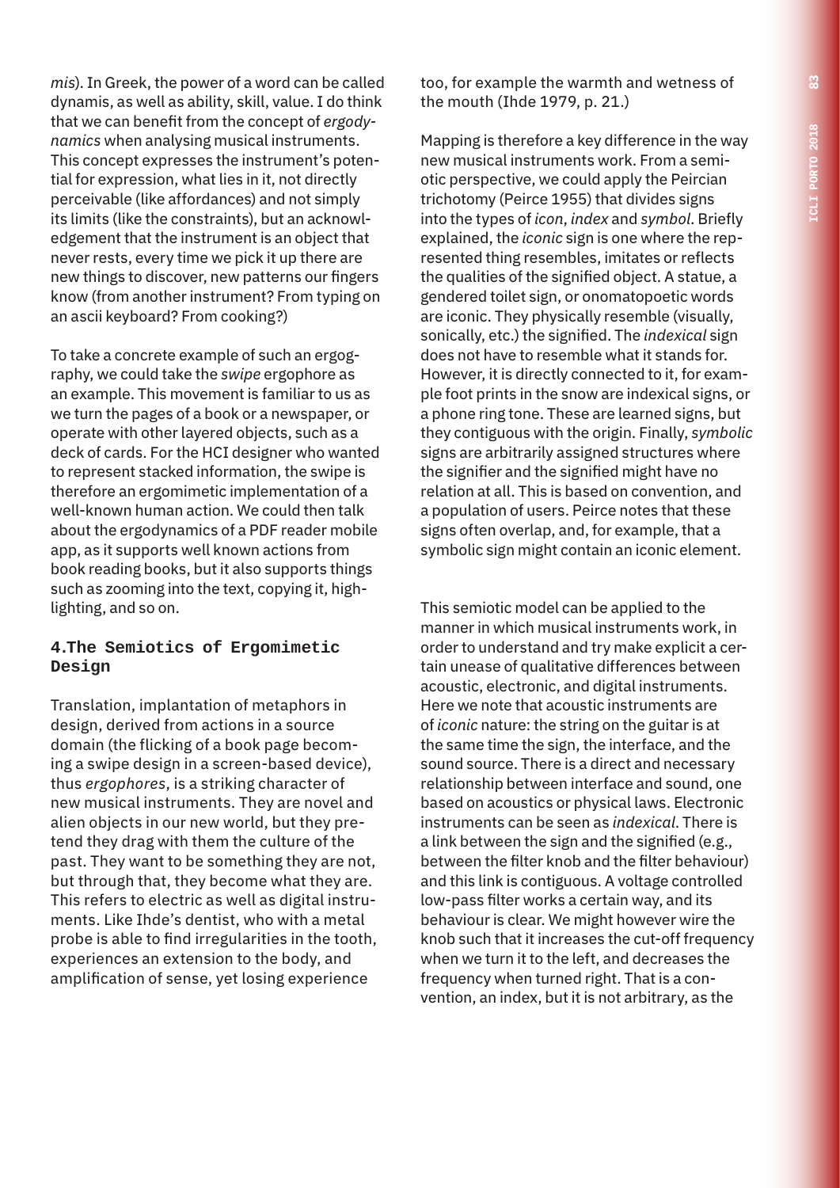*mis*). In Greek, the power of a word can be called dynamis, as well as ability, skill, value. I do think that we can benefit from the concept of *ergodynamics* when analysing musical instruments. This concept expresses the instrument's potential for expression, what lies in it, not directly perceivable (like affordances) and not simply its limits (like the constraints), but an acknowledgement that the instrument is an object that never rests, every time we pick it up there are new things to discover, new patterns our fingers know (from another instrument? From typing on an ascii keyboard? From cooking?)

To take a concrete example of such an ergography, we could take the *swipe* ergophore as an example. This movement is familiar to us as we turn the pages of a book or a newspaper, or operate with other layered objects, such as a deck of cards. For the HCI designer who wanted to represent stacked information, the swipe is therefore an ergomimetic implementation of a well-known human action. We could then talk about the ergodynamics of a PDF reader mobile app, as it supports well known actions from book reading books, but it also supports things such as zooming into the text, copying it, highlighting, and so on.

## 4.The Semiotics of Ergomimetic Design

Translation, implantation of metaphors in design, derived from actions in a source domain (the flicking of a book page becoming a swipe design in a screen-based device), thus *ergophores*, is a striking character of new musical instruments. They are novel and alien objects in our new world, but they pretend they drag with them the culture of the past. They want to be something they are not, but through that, they become what they are. This refers to electric as well as digital instruments. Like Ihde's dentist, who with a metal probe is able to find irregularities in the tooth, experiences an extension to the body, and amplification of sense, yet losing experience too, for example the warmth and wetness of the mouth (Ihde 1979, p. 21.)

Mapping is therefore a key difference in the way new musical instruments work. From a semiotic perspective, we could apply the Peircian trichotomy (Peirce 1955) that divides signs into the types of *icon*, *index* and *symbol*. Briefly explained, the *iconic* sign is one where the represented thing resembles, imitates or reflects the qualities of the signified object. A statue, a gendered toilet sign, or onomatopoetic words are iconic. They physically resemble (visually, sonically, etc.) the signified. The *indexical* sign does not have to resemble what it stands for. However, it is directly connected to it, for example foot prints in the snow are indexical signs, or a phone ring tone. These are learned signs, but they contiguous with the origin. Finally, *symbolic* signs are arbitrarily assigned structures where the signifier and the signified might have no relation at all. This is based on convention, and a population of users. Peirce notes that these signs often overlap, and, for example, that a symbolic sign might contain an iconic element.

This semiotic model can be applied to the manner in which musical instruments work, in order to understand and try make explicit a certain unease of qualitative differences between acoustic, electronic, and digital instruments. Here we note that acoustic instruments are of *iconic* nature: the string on the guitar is at the same time the sign, the interface, and the sound source. There is a direct and necessary relationship between interface and sound, one based on acoustics or physical laws. Electronic instruments can be seen as *indexical*. There is a link between the sign and the signified (e.g., between the filter knob and the filter behaviour) and this link is contiguous. A voltage controlled low-pass filter works a certain way, and its behaviour is clear. We might however wire the knob such that it increases the cut-off frequency when we turn it to the left, and decreases the frequency when turned right. That is a convention, an index, but it is not arbitrary, as the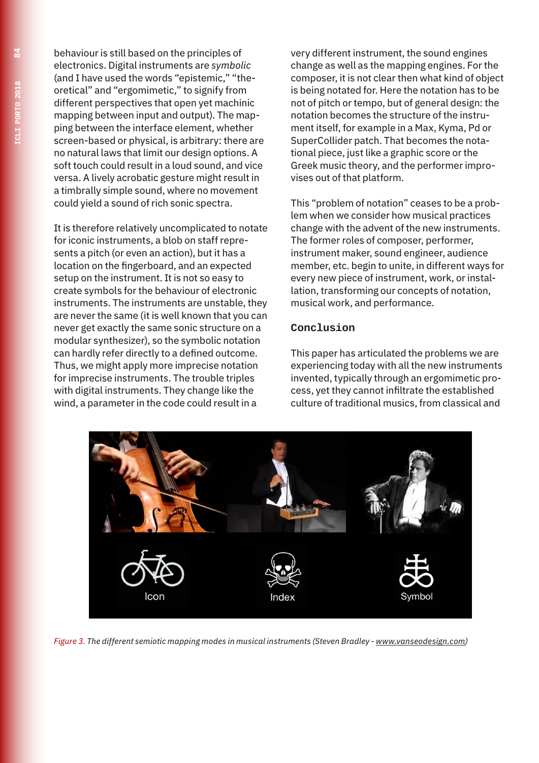behaviour is still based on the principles of electronics. Digital instruments are *symbolic* (and I have used the words "epistemic," "theoretical" and "ergomimetic," to signify from different perspectives that open yet machinic mapping between input and output). The mapping between the interface element, whether screen-based or physical, is arbitrary: there are no natural laws that limit our design options. A soft touch could result in a loud sound, and vice versa. A lively acrobatic gesture might result in a timbrally simple sound, where no movement could yield a sound of rich sonic spectra.

It is therefore relatively uncomplicated to notate for iconic instruments, a blob on staff represents a pitch (or even an action), but it has a location on the fingerboard, and an expected setup on the instrument. It is not so easy to create symbols for the behaviour of electronic instruments. The instruments are unstable, they are never the same (it is well known that you can never get exactly the same sonic structure on a modular synthesizer), so the symbolic notation can hardly refer directly to a defined outcome. Thus, we might apply more imprecise notation for imprecise instruments. The trouble triples with digital instruments. They change like the wind, a parameter in the code could result in a very different instrument, the sound engines change as well as the mapping engines. For the composer, it is not clear then what kind of object is being notated for. Here the notation has to be not of pitch or tempo, but of general design: the notation becomes the structure of the instrument itself, for example in a Max, Kyma, Pd or SuperCollider patch. That becomes the notational piece, just like a graphic score or the Greek music theory, and the performer improvises out of that platform.

This "problem of notation" ceases to be a problem when we consider how musical practices change with the advent of the new instruments. The former roles of composer, performer, instrument maker, sound engineer, audience member, etc. begin to unite, in different ways for every new piece of instrument, work, or installation, transforming our concepts of notation, musical work, and performance.

## Conclusion

This paper has articulated the problems we are experiencing today with all the new instruments invented, typically through an ergomimetic process, yet they cannot infiltrate the established culture of traditional musics, from classical and

*Figure 3. The different semiotic mapping modes in musical instruments (Steven Bradley - www.vanseodesign.com)*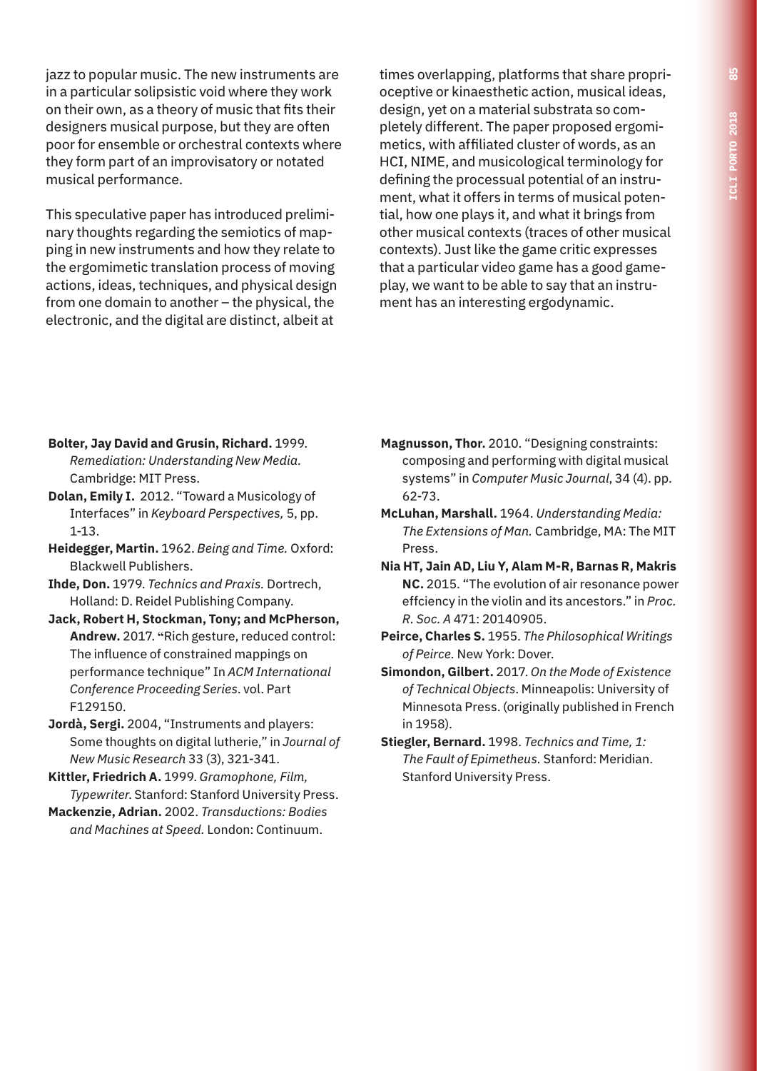jazz to popular music. The new instruments are in a particular solipsistic void where they work on their own, as a theory of music that fits their designers musical purpose, but they are often poor for ensemble or orchestral contexts where they form part of an improvisatory or notated musical performance.

This speculative paper has introduced preliminary thoughts regarding the semiotics of mapping in new instruments and how they relate to the ergomimetic translation process of moving actions, ideas, techniques, and physical design from one domain to another – the physical, the electronic, and the digital are distinct, albeit at times overlapping, platforms that share proprioceptive or kinaesthetic action, musical ideas, design, yet on a material substrata so completely different. The paper proposed ergomimetics, with affiliated cluster of words, as an HCI, NIME, and musicological terminology for defining the processual potential of an instrument, what it offers in terms of musical potential, how one plays it, and what it brings from other musical contexts (traces of other musical contexts). Just like the game critic expresses that a particular video game has a good gameplay, we want to be able to say that an instrument has an interesting ergodynamic.

**Bolter, Jay David and Grusin, Richard.** 1999. *Remediation: Understanding New Media.* Cambridge: MIT Press.

**Dolan, Emily I.** 2012. "Toward a Musicology of Interfaces" in *Keyboard Perspectives,* 5, pp. 1-13.

**Heidegger, Martin.** 1962. *Being and Time.* Oxford: Blackwell Publishers.

**Ihde, Don.** 1979. *Technics and Praxis.* Dortrech, Holland: D. Reidel Publishing Company.

**Jack, Robert H, Stockman, Tony; and McPherson, Andrew.** 2017. "Rich gesture, reduced control: The influence of constrained mappings on performance technique" In *ACM International Conference Proceeding Series*. vol. Part F129150.

**Jordà, Sergi.** 2004, "Instruments and players: Some thoughts on digital lutherie," in *Journal of New Music Research* 33 (3), 321-341.

**Kittler, Friedrich A.** 1999. *Gramophone, Film, Typewriter.* Stanford: Stanford University Press.

**Mackenzie, Adrian.** 2002. *Transductions: Bodies and Machines at Speed.* London: Continuum.

**Magnusson, Thor.** 2010. "Designing constraints: composing and performing with digital musical systems" in *Computer Music Journal*, 34 (4). pp. 62-73.

**McLuhan, Marshall.** 1964. *Understanding Media: The Extensions of Man.* Cambridge, MA: The MIT Press.

**Nia HT, Jain AD, Liu Y, Alam M-R, Barnas R, Makris NC.** 2015. "The evolution of air resonance power effciency in the violin and its ancestors." in *Proc. R. Soc. A* 471: 20140905.

**Peirce, Charles S.** 1955. *The Philosophical Writings of Peirce.* New York: Dover.

**Simondon, Gilbert.** 2017. *On the Mode of Existence of Technical Objects*. Minneapolis: University of Minnesota Press. (originally published in French in 1958).

**Stiegler, Bernard.** 1998. *Technics and Time, 1: The Fault of Epimetheus.* Stanford: Meridian. Stanford University Press.